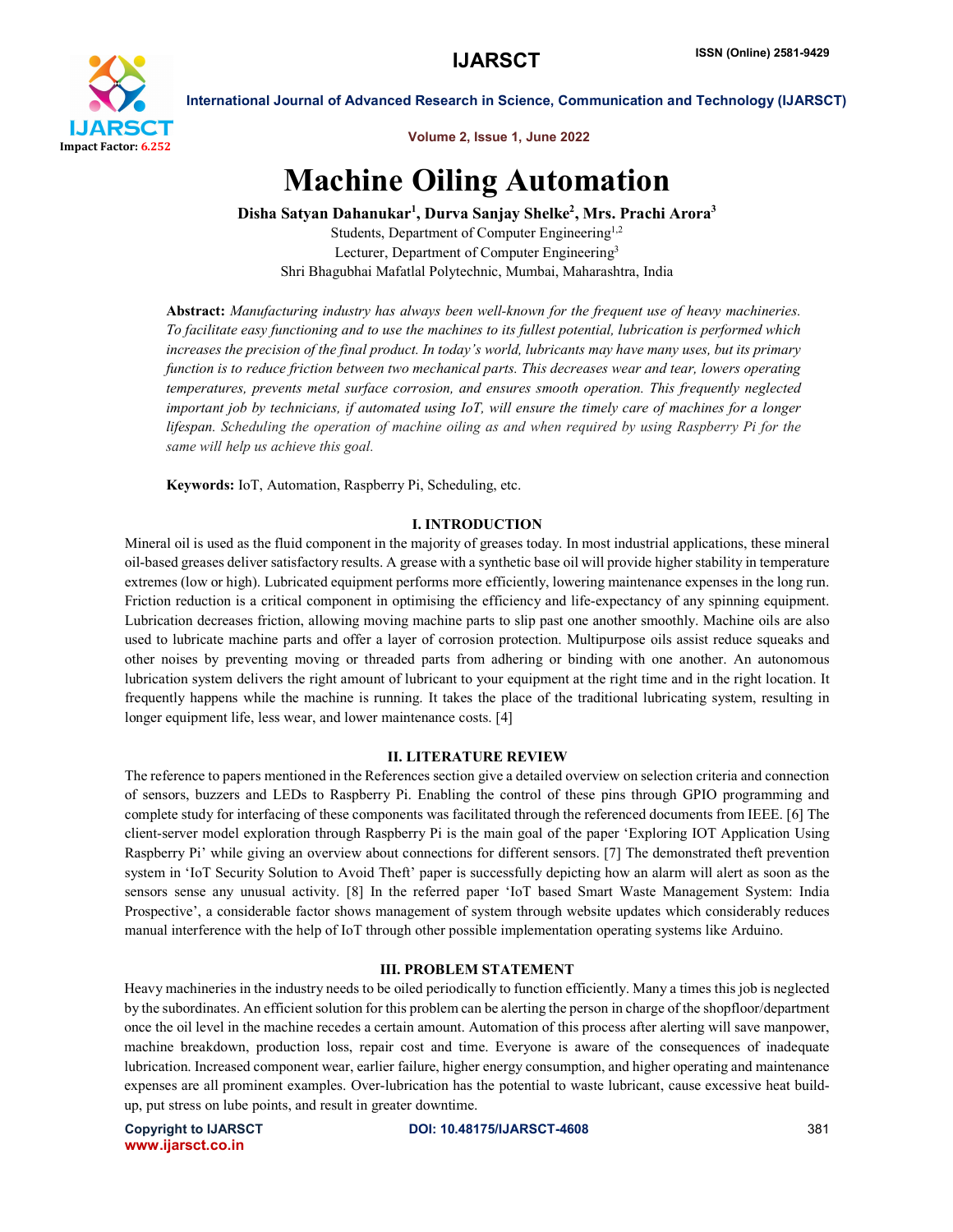# Machine Oiling Automation

**Disha Satyan Dahanukar[1], Durva Sanjay Shelke[2], Mrs. Prachi Arora[3]**

Students, Department of Computer Engineering[1,2]

Lecturer, Department of Computer Engineering[3]

Shri Bhagubhai Mafatlal Polytechnic, Mumbai, Maharashtra, India

**Abstract:** *Manufacturing industry has always been well-known for the frequent use of heavy machineries. To facilitate easy functioning and to use the machines to its fullest potential, lubrication is performed which increases the precision of the final product. In today's world, lubricants may have many uses, but its primary function is to reduce friction between two mechanical parts. This decreases wear and tear, lowers operating temperatures, prevents metal surface corrosion, and ensures smooth operation. This frequently neglected important job by technicians, if automated using IoT, will ensure the timely care of machines for a longer lifespan. Scheduling the operation of machine oiling as and when required by using Raspberry Pi for the same will help us achieve this goal.*

**Keywords:** IoT, Automation, Raspberry Pi, Scheduling, etc.

## I. INTRODUCTION

Mineral oil is used as the fluid component in the majority of greases today. In most industrial applications, these mineral oil-based greases deliver satisfactory results. A grease with a synthetic base oil will provide higher stability in temperature extremes (low or high). Lubricated equipment performs more efficiently, lowering maintenance expenses in the long run. Friction reduction is a critical component in optimising the efficiency and life-expectancy of any spinning equipment. Lubrication decreases friction, allowing moving machine parts to slip past one another smoothly. Machine oils are also used to lubricate machine parts and offer a layer of corrosion protection. Multipurpose oils assist reduce squeaks and other noises by preventing moving or threaded parts from adhering or binding with one another. An autonomous lubrication system delivers the right amount of lubricant to your equipment at the right time and in the right location. It frequently happens while the machine is running. It takes the place of the traditional lubricating system, resulting in longer equipment life, less wear, and lower maintenance costs. [4]

## II. LITERATURE REVIEW

The reference to papers mentioned in the References section give a detailed overview on selection criteria and connection of sensors, buzzers and LEDs to Raspberry Pi. Enabling the control of these pins through GPIO programming and complete study for interfacing of these components was facilitated through the referenced documents from IEEE. [6] The client-server model exploration through Raspberry Pi is the main goal of the paper 'Exploring IOT Application Using Raspberry Pi' while giving an overview about connections for different sensors. [7] The demonstrated theft prevention system in 'IoT Security Solution to Avoid Theft' paper is successfully depicting how an alarm will alert as soon as the sensors sense any unusual activity. [8] In the referred paper 'IoT based Smart Waste Management System: India Prospective', a considerable factor shows management of system through website updates which considerably reduces manual interference with the help of IoT through other possible implementation operating systems like Arduino.

## III. PROBLEM STATEMENT

Heavy machineries in the industry needs to be oiled periodically to function efficiently. Many a times this job is neglected by the subordinates. An efficient solution for this problem can be alerting the person in charge of the shopfloor/department once the oil level in the machine recedes a certain amount. Automation of this process after alerting will save manpower, machine breakdown, production loss, repair cost and time. Everyone is aware of the consequences of inadequate lubrication. Increased component wear, earlier failure, higher energy consumption, and higher operating and maintenance expenses are all prominent examples. Over-lubrication has the potential to waste lubricant, cause excessive heat build-up, put stress on lube points, and result in greater downtime.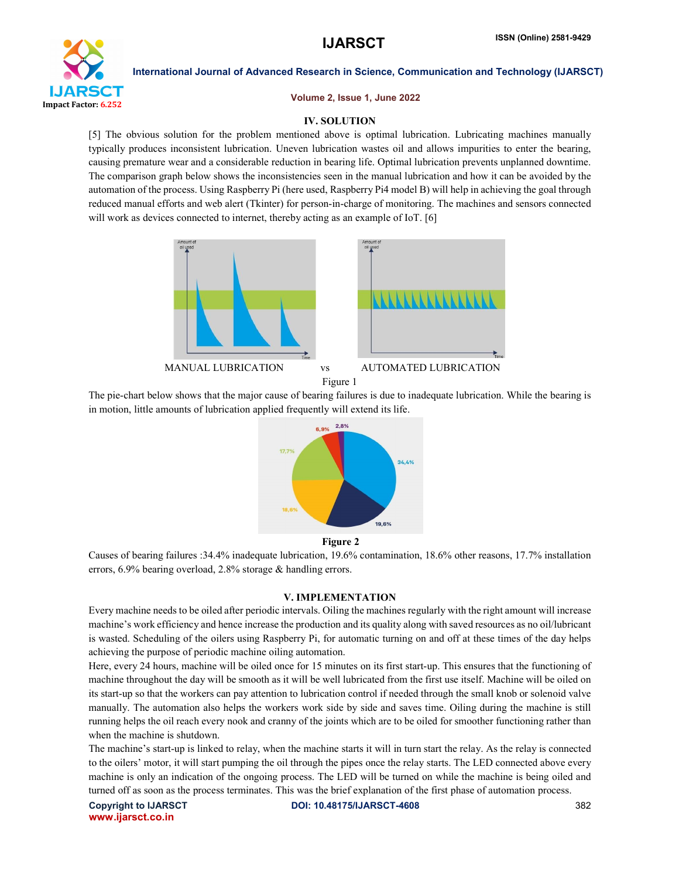## IV. SOLUTION

[5] The obvious solution for the problem mentioned above is optimal lubrication. Lubricating machines manually typically produces inconsistent lubrication. Uneven lubrication wastes oil and allows impurities to enter the bearing, causing premature wear and a considerable reduction in bearing life. Optimal lubrication prevents unplanned downtime. The comparison graph below shows the inconsistencies seen in the manual lubrication and how it can be avoided by the automation of the process. Using Raspberry Pi (here used, Raspberry Pi4 model B) will help in achieving the goal through reduced manual efforts and web alert (Tkinter) for person-in-charge of monitoring. The machines and sensors connected will work as devices connected to internet, thereby acting as an example of IoT. [6]

MANUAL LUBRICATION vs AUTOMATED LUBRICATION

Figure 1

The pie-chart below shows that the major cause of bearing failures is due to inadequate lubrication. While the bearing is in motion, little amounts of lubrication applied frequently will extend its life.

**Figure 2**

Causes of bearing failures :34.4% inadequate lubrication, 19.6% contamination, 18.6% other reasons, 17.7% installation errors, 6.9% bearing overload, 2.8% storage & handling errors.

## V. IMPLEMENTATION

Every machine needs to be oiled after periodic intervals. Oiling the machines regularly with the right amount will increase machine's work efficiency and hence increase the production and its quality along with saved resources as no oil/lubricant is wasted. Scheduling of the oilers using Raspberry Pi, for automatic turning on and off at these times of the day helps achieving the purpose of periodic machine oiling automation.

Here, every 24 hours, machine will be oiled once for 15 minutes on its first start-up. This ensures that the functioning of machine throughout the day will be smooth as it will be well lubricated from the first use itself. Machine will be oiled on its start-up so that the workers can pay attention to lubrication control if needed through the small knob or solenoid valve manually. The automation also helps the workers work side by side and saves time. Oiling during the machine is still running helps the oil reach every nook and cranny of the joints which are to be oiled for smoother functioning rather than when the machine is shutdown.

The machine's start-up is linked to relay, when the machine starts it will in turn start the relay. As the relay is connected to the oilers' motor, it will start pumping the oil through the pipes once the relay starts. The LED connected above every machine is only an indication of the ongoing process. The LED will be turned on while the machine is being oiled and turned off as soon as the process terminates. This was the brief explanation of the first phase of automation process.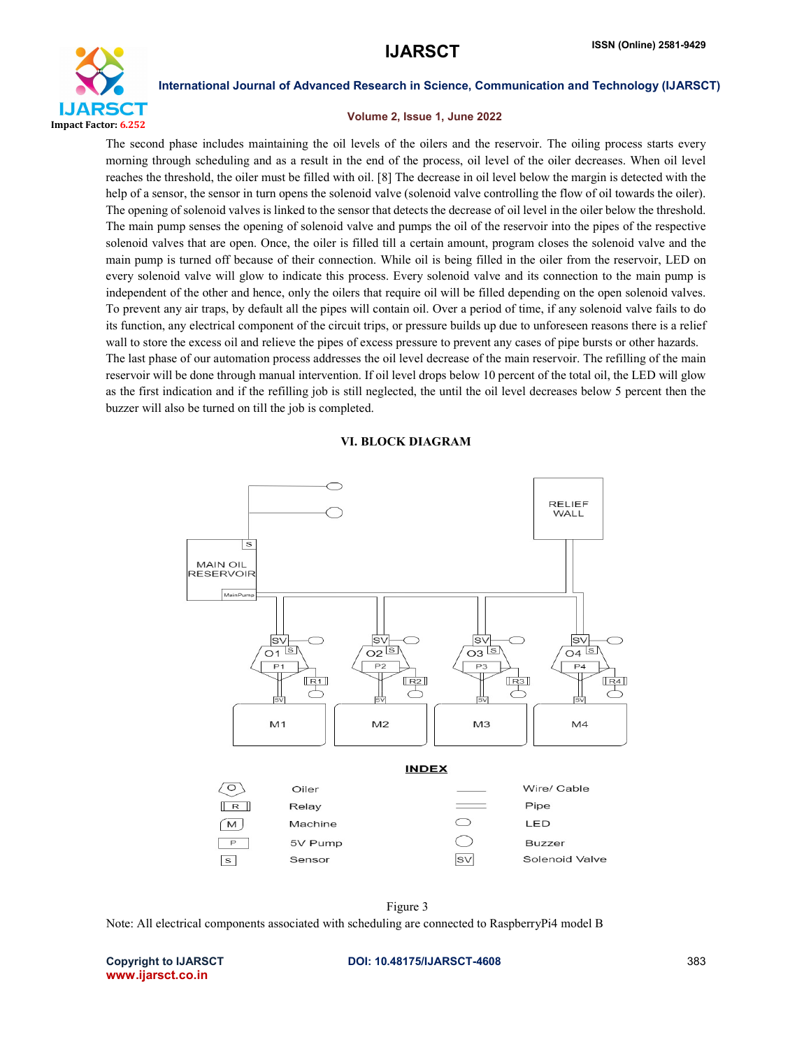The second phase includes maintaining the oil levels of the oilers and the reservoir. The oiling process starts every morning through scheduling and as a result in the end of the process, oil level of the oiler decreases. When oil level reaches the threshold, the oiler must be filled with oil. [8] The decrease in oil level below the margin is detected with the help of a sensor, the sensor in turn opens the solenoid valve (solenoid valve controlling the flow of oil towards the oiler). The opening of solenoid valves is linked to the sensor that detects the decrease of oil level in the oiler below the threshold. The main pump senses the opening of solenoid valve and pumps the oil of the reservoir into the pipes of the respective solenoid valves that are open. Once, the oiler is filled till a certain amount, program closes the solenoid valve and the main pump is turned off because of their connection. While oil is being filled in the oiler from the reservoir, LED on every solenoid valve will glow to indicate this process. Every solenoid valve and its connection to the main pump is independent of the other and hence, only the oilers that require oil will be filled depending on the open solenoid valves. To prevent any air traps, by default all the pipes will contain oil. Over a period of time, if any solenoid valve fails to do its function, any electrical component of the circuit trips, or pressure builds up due to unforeseen reasons there is a relief wall to store the excess oil and relieve the pipes of excess pressure to prevent any cases of pipe bursts or other hazards.

The last phase of our automation process addresses the oil level decrease of the main reservoir. The refilling of the main reservoir will be done through manual intervention. If oil level drops below 10 percent of the total oil, the LED will glow as the first indication and if the refilling job is still neglected, the until the oil level decreases below 5 percent then the buzzer will also be turned on till the job is completed.

## VI. BLOCK DIAGRAM

Figure 3

Note: All electrical components associated with scheduling are connected to RaspberryPi4 model B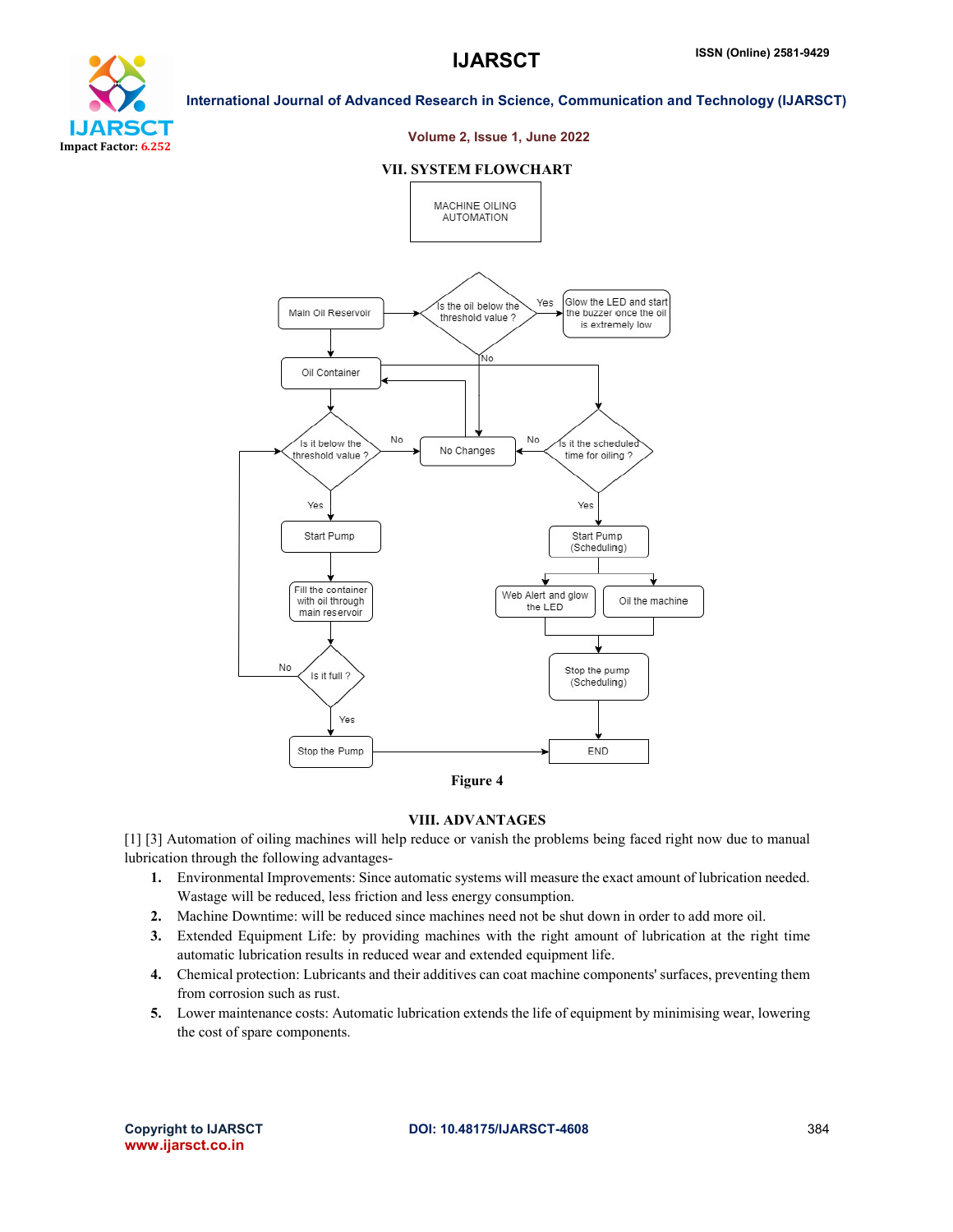## VII. SYSTEM FLOWCHART

MACHINE OILING AUTOMATION

Main Oil Reservoir

Is the oil below the threshold value ?

Yes

Glow the LED and start the buzzer once the oil is extremely low

No

Oil Container

Is it below the threshold value ?

No

No Changes

No

Is it the scheduled time for oiling ?

Yes

Start Pump

Fill the container with oil through main reservoir

No

Is it full ?

Yes

Stop the Pump

Yes

Start Pump (Scheduling)

Web Alert and glow the LED

Oil the machine

Stop the pump (Scheduling)

END

**Figure 4**

## VIII. ADVANTAGES

[1] [3] Automation of oiling machines will help reduce or vanish the problems being faced right now due to manual lubrication through the following advantages-

1. Environmental Improvements: Since automatic systems will measure the exact amount of lubrication needed. Wastage will be reduced, less friction and less energy consumption.
2. Machine Downtime: will be reduced since machines need not be shut down in order to add more oil.
3. Extended Equipment Life: by providing machines with the right amount of lubrication at the right time automatic lubrication results in reduced wear and extended equipment life.
4. Chemical protection: Lubricants and their additives can coat machine components' surfaces, preventing them from corrosion such as rust.
5. Lower maintenance costs: Automatic lubrication extends the life of equipment by minimising wear, lowering the cost of spare components.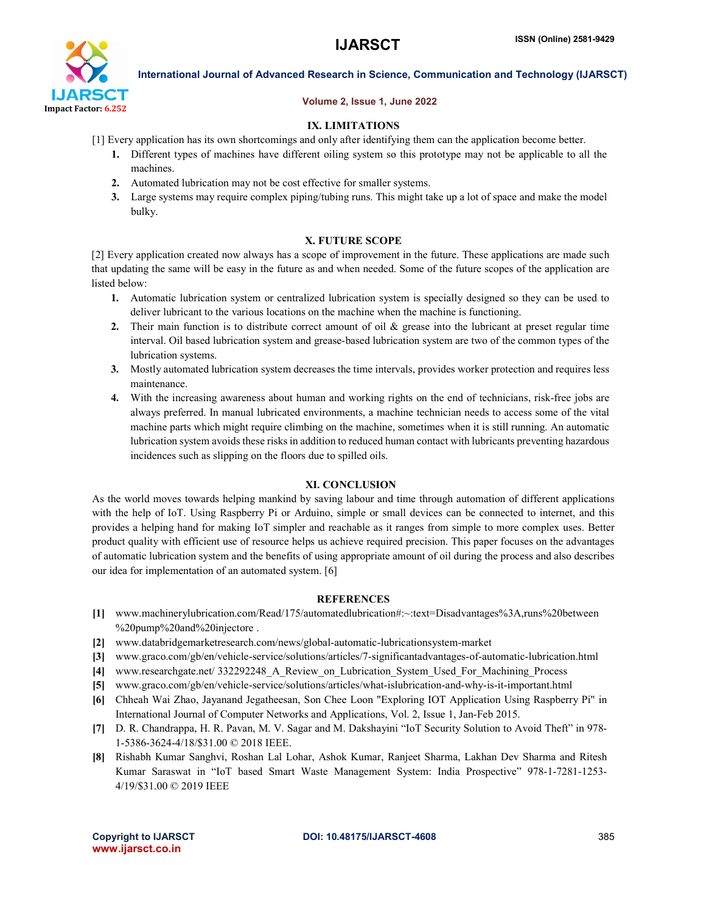## IX. LIMITATIONS

[1] Every application has its own shortcomings and only after identifying them can the application become better.

1. Different types of machines have different oiling system so this prototype may not be applicable to all the machines.
2. Automated lubrication may not be cost effective for smaller systems.
3. Large systems may require complex piping/tubing runs. This might take up a lot of space and make the model bulky.

## X. FUTURE SCOPE

[2] Every application created now always has a scope of improvement in the future. These applications are made such that updating the same will be easy in the future as and when needed. Some of the future scopes of the application are listed below:

1. Automatic lubrication system or centralized lubrication system is specially designed so they can be used to deliver lubricant to the various locations on the machine when the machine is functioning.
2. Their main function is to distribute correct amount of oil & grease into the lubricant at preset regular time interval. Oil based lubrication system and grease-based lubrication system are two of the common types of the lubrication systems.
3. Mostly automated lubrication system decreases the time intervals, provides worker protection and requires less maintenance.
4. With the increasing awareness about human and working rights on the end of technicians, risk-free jobs are always preferred. In manual lubricated environments, a machine technician needs to access some of the vital machine parts which might require climbing on the machine, sometimes when it is still running. An automatic lubrication system avoids these risks in addition to reduced human contact with lubricants preventing hazardous incidences such as slipping on the floors due to spilled oils.

## XI. CONCLUSION

As the world moves towards helping mankind by saving labour and time through automation of different applications with the help of IoT. Using Raspberry Pi or Arduino, simple or small devices can be connected to internet, and this provides a helping hand for making IoT simpler and reachable as it ranges from simple to more complex uses. Better product quality with efficient use of resource helps us achieve required precision. This paper focuses on the advantages of automatic lubrication system and the benefits of using appropriate amount of oil during the process and also describes our idea for implementation of an automated system. [6]

## REFERENCES

[1] www.machinerylubrication.com/Read/175/automatedlubrication#:~:text=Disadvantages%3A,runs%20between%20pump%20and%20injectore .

[2] www.databridgemarketresearch.com/news/global-automatic-lubricationsystem-market

[3] www.graco.com/gb/en/vehicle-service/solutions/articles/7-significantadvantages-of-automatic-lubrication.html

[4] www.researchgate.net/ 332292248_A_Review_on_Lubrication_System_Used_For_Machining_Process

[5] www.graco.com/gb/en/vehicle-service/solutions/articles/what-islubrication-and-why-is-it-important.html

[6] Chheah Wai Zhao, Jayanand Jegatheesan, Son Chee Loon "Exploring IOT Application Using Raspberry Pi" in International Journal of Computer Networks and Applications, Vol. 2, Issue 1, Jan-Feb 2015.

[7] D. R. Chandrappa, H. R. Pavan, M. V. Sagar and M. Dakshayini "IoT Security Solution to Avoid Theft" in 978-1-5386-3624-4/18/$31.00 © 2018 IEEE.

[8] Rishabh Kumar Sanghvi, Roshan Lal Lohar, Ashok Kumar, Ranjeet Sharma, Lakhan Dev Sharma and Ritesh Kumar Saraswat in "IoT based Smart Waste Management System: India Prospective" 978-1-7281-1253-4/19/$31.00 © 2019 IEEE